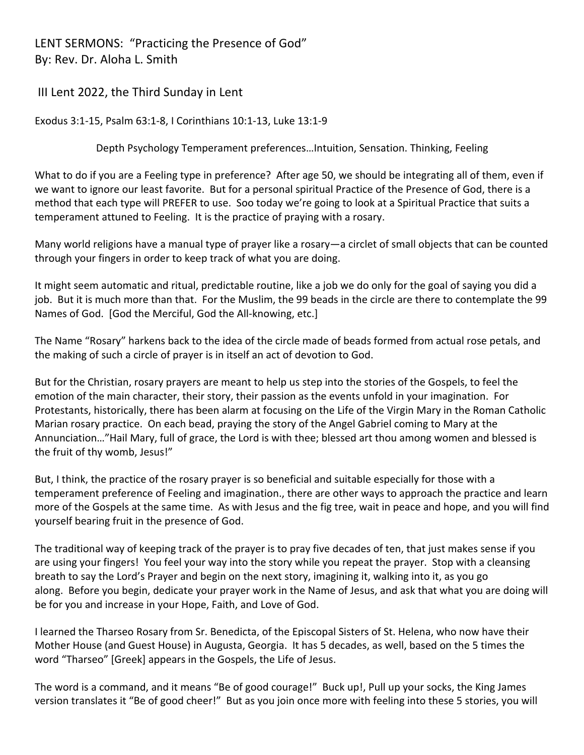LENT SERMONS: "Practicing the Presence of God"
By: Rev. Dr. Aloha L. Smith

III Lent 2022, the Third Sunday in Lent

Exodus 3:1-15, Psalm 63:1-8, I Corinthians 10:1-13, Luke 13:1-9

Depth Psychology Temperament preferences…Intuition, Sensation. Thinking, Feeling

What to do if you are a Feeling type in preference? After age 50, we should be integrating all of them, even if we want to ignore our least favorite. But for a personal spiritual Practice of the Presence of God, there is a method that each type will PREFER to use. Soo today we're going to look at a Spiritual Practice that suits a temperament attuned to Feeling. It is the practice of praying with a rosary.

Many world religions have a manual type of prayer like a rosary—a circlet of small objects that can be counted through your fingers in order to keep track of what you are doing.

It might seem automatic and ritual, predictable routine, like a job we do only for the goal of saying you did a job. But it is much more than that. For the Muslim, the 99 beads in the circle are there to contemplate the 99 Names of God. [God the Merciful, God the All-knowing, etc.]

The Name "Rosary" harkens back to the idea of the circle made of beads formed from actual rose petals, and the making of such a circle of prayer is in itself an act of devotion to God.

But for the Christian, rosary prayers are meant to help us step into the stories of the Gospels, to feel the emotion of the main character, their story, their passion as the events unfold in your imagination. For Protestants, historically, there has been alarm at focusing on the Life of the Virgin Mary in the Roman Catholic Marian rosary practice. On each bead, praying the story of the Angel Gabriel coming to Mary at the Annunciation…"Hail Mary, full of grace, the Lord is with thee; blessed art thou among women and blessed is the fruit of thy womb, Jesus!"

But, I think, the practice of the rosary prayer is so beneficial and suitable especially for those with a temperament preference of Feeling and imagination., there are other ways to approach the practice and learn more of the Gospels at the same time. As with Jesus and the fig tree, wait in peace and hope, and you will find yourself bearing fruit in the presence of God.

The traditional way of keeping track of the prayer is to pray five decades of ten, that just makes sense if you are using your fingers! You feel your way into the story while you repeat the prayer. Stop with a cleansing breath to say the Lord's Prayer and begin on the next story, imagining it, walking into it, as you go along. Before you begin, dedicate your prayer work in the Name of Jesus, and ask that what you are doing will be for you and increase in your Hope, Faith, and Love of God.

I learned the Tharseo Rosary from Sr. Benedicta, of the Episcopal Sisters of St. Helena, who now have their Mother House (and Guest House) in Augusta, Georgia. It has 5 decades, as well, based on the 5 times the word "Tharseo" [Greek] appears in the Gospels, the Life of Jesus.

The word is a command, and it means "Be of good courage!" Buck up!, Pull up your socks, the King James version translates it "Be of good cheer!" But as you join once more with feeling into these 5 stories, you will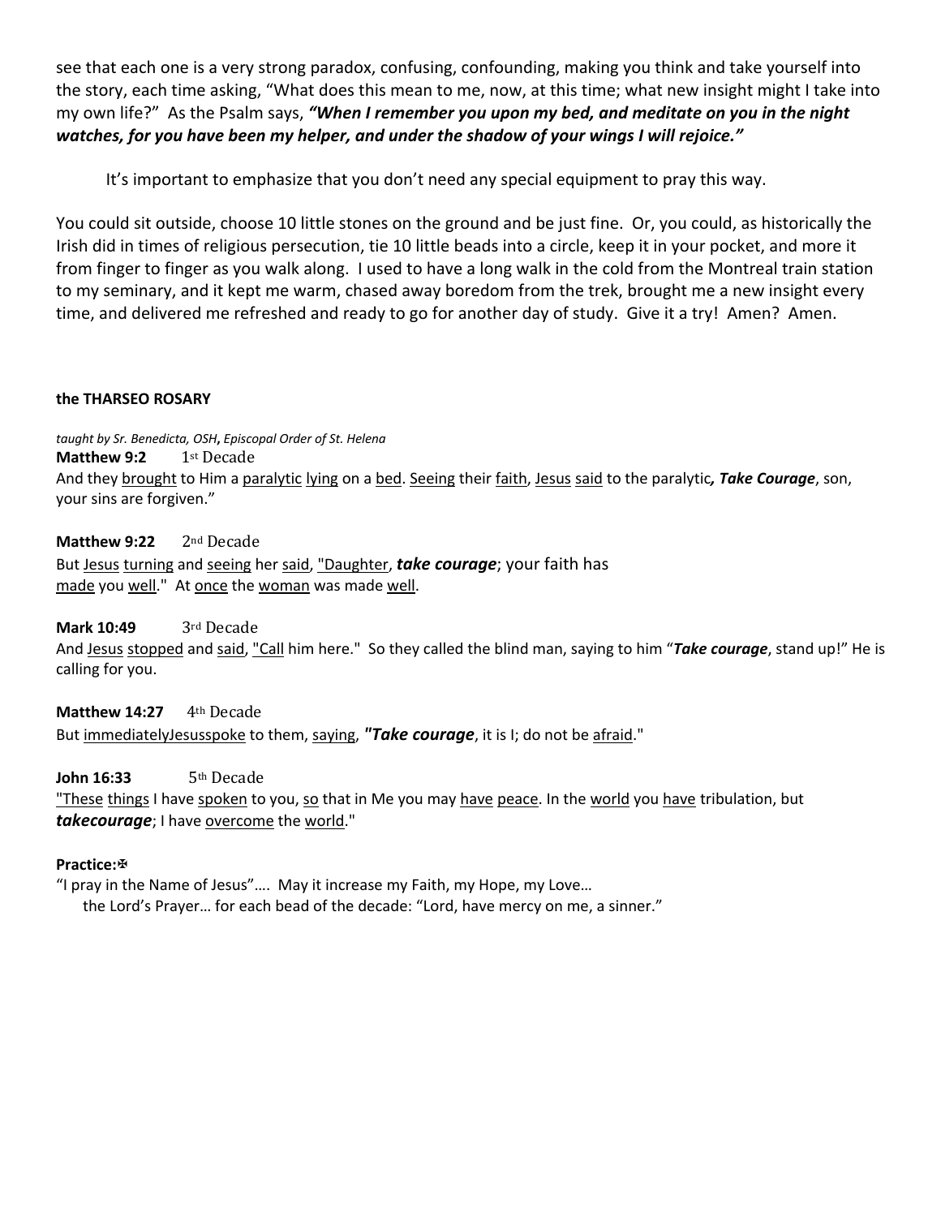see that each one is a very strong paradox, confusing, confounding, making you think and take yourself into the story, each time asking, "What does this mean to me, now, at this time; what new insight might I take into my own life?" As the Psalm says, ***"When I remember you upon my bed, and meditate on you in the night watches, for you have been my helper, and under the shadow of your wings I will rejoice."***

It's important to emphasize that you don't need any special equipment to pray this way.

You could sit outside, choose 10 little stones on the ground and be just fine. Or, you could, as historically the Irish did in times of religious persecution, tie 10 little beads into a circle, keep it in your pocket, and more it from finger to finger as you walk along. I used to have a long walk in the cold from the Montreal train station to my seminary, and it kept me warm, chased away boredom from the trek, brought me a new insight every time, and delivered me refreshed and ready to go for another day of study. Give it a try! Amen? Amen.

**the THARSEO ROSARY**

*taught by Sr. Benedicta, OSH***,** *Episcopal Order of St. Helena*

**Matthew 9:2** 1st Decade

And they brought to Him a paralytic lying on a bed. Seeing their faith, Jesus said to the paralytic***, Take Courage***, son, your sins are forgiven."

**Matthew 9:22** 2nd Decade

But Jesus turning and seeing her said, "Daughter, ***take courage***; your faith has made you well." At once the woman was made well.

**Mark 10:49** 3rd Decade

And Jesus stopped and said, "Call him here." So they called the blind man, saying to him "***Take courage***, stand up!" He is calling for you.

**Matthew 14:27** 4th Decade

But immediatelyJesusspoke to them, saying, ***"Take courage***, it is I; do not be afraid."

**John 16:33** 5th Decade

"These things I have spoken to you, so that in Me you may have peace. In the world you have tribulation, but ***takecourage***; I have overcome the world."

**Practice:**✠

"I pray in the Name of Jesus"…. May it increase my Faith, my Hope, my Love…
the Lord's Prayer… for each bead of the decade: "Lord, have mercy on me, a sinner."